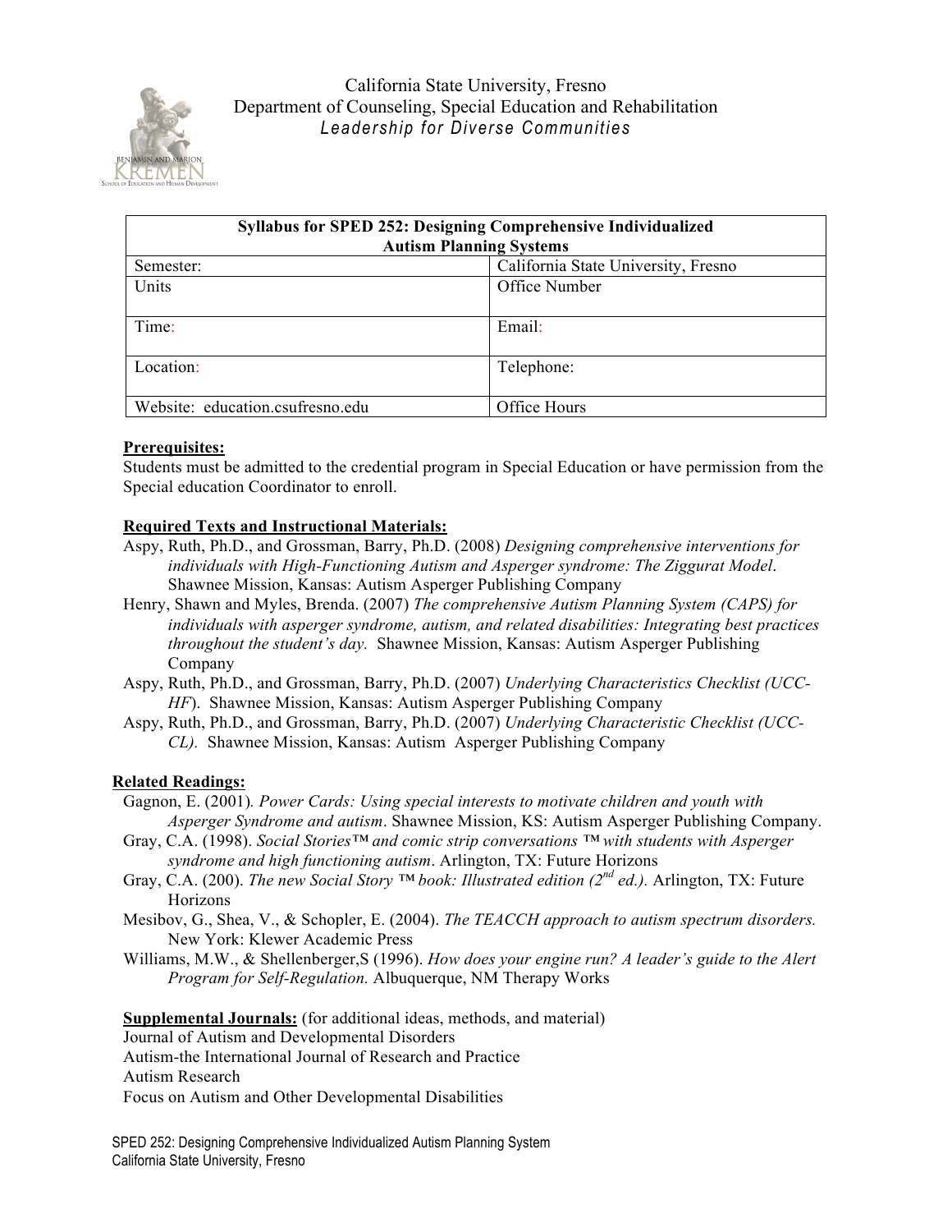California State University, Fresno
Department of Counseling, Special Education and Rehabilitation
*Leadership for Diverse Communities*

| Syllabus for SPED 252: Designing Comprehensive Individualized Autism Planning Systems | |
|---|---|
| Semester: | California State University, Fresno |
| Units | Office Number |
| Time: | Email: |
| Location: | Telephone: |
| Website: education.csufresno.edu | Office Hours |

**Prerequisites:**
Students must be admitted to the credential program in Special Education or have permission from the Special education Coordinator to enroll.

**Required Texts and Instructional Materials:**

Aspy, Ruth, Ph.D., and Grossman, Barry, Ph.D. (2008) *Designing comprehensive interventions for individuals with High-Functioning Autism and Asperger syndrome: The Ziggurat Model*. Shawnee Mission, Kansas: Autism Asperger Publishing Company

Henry, Shawn and Myles, Brenda. (2007) *The comprehensive Autism Planning System (CAPS) for individuals with asperger syndrome, autism, and related disabilities: Integrating best practices throughout the student's day.* Shawnee Mission, Kansas: Autism Asperger Publishing Company

Aspy, Ruth, Ph.D., and Grossman, Barry, Ph.D. (2007) *Underlying Characteristics Checklist (UCC-HF*). Shawnee Mission, Kansas: Autism Asperger Publishing Company

Aspy, Ruth, Ph.D., and Grossman, Barry, Ph.D. (2007) *Underlying Characteristic Checklist (UCC-CL).* Shawnee Mission, Kansas: Autism Asperger Publishing Company

**Related Readings:**

Gagnon, E. (2001). *Power Cards: Using special interests to motivate children and youth with Asperger Syndrome and autism*. Shawnee Mission, KS: Autism Asperger Publishing Company.

Gray, C.A. (1998). *Social Stories™ and comic strip conversations ™ with students with Asperger syndrome and high functioning autism*. Arlington, TX: Future Horizons

Gray, C.A. (200). *The new Social Story ™ book: Illustrated edition (2nd ed.).* Arlington, TX: Future Horizons

Mesibov, G., Shea, V., & Schopler, E. (2004). *The TEACCH approach to autism spectrum disorders.* New York: Klewer Academic Press

Williams, M.W., & Shellenberger,S (1996). *How does your engine run? A leader's guide to the Alert Program for Self-Regulation.* Albuquerque, NM Therapy Works

**Supplemental Journals:** (for additional ideas, methods, and material)

Journal of Autism and Developmental Disorders
Autism-the International Journal of Research and Practice
Autism Research
Focus on Autism and Other Developmental Disabilities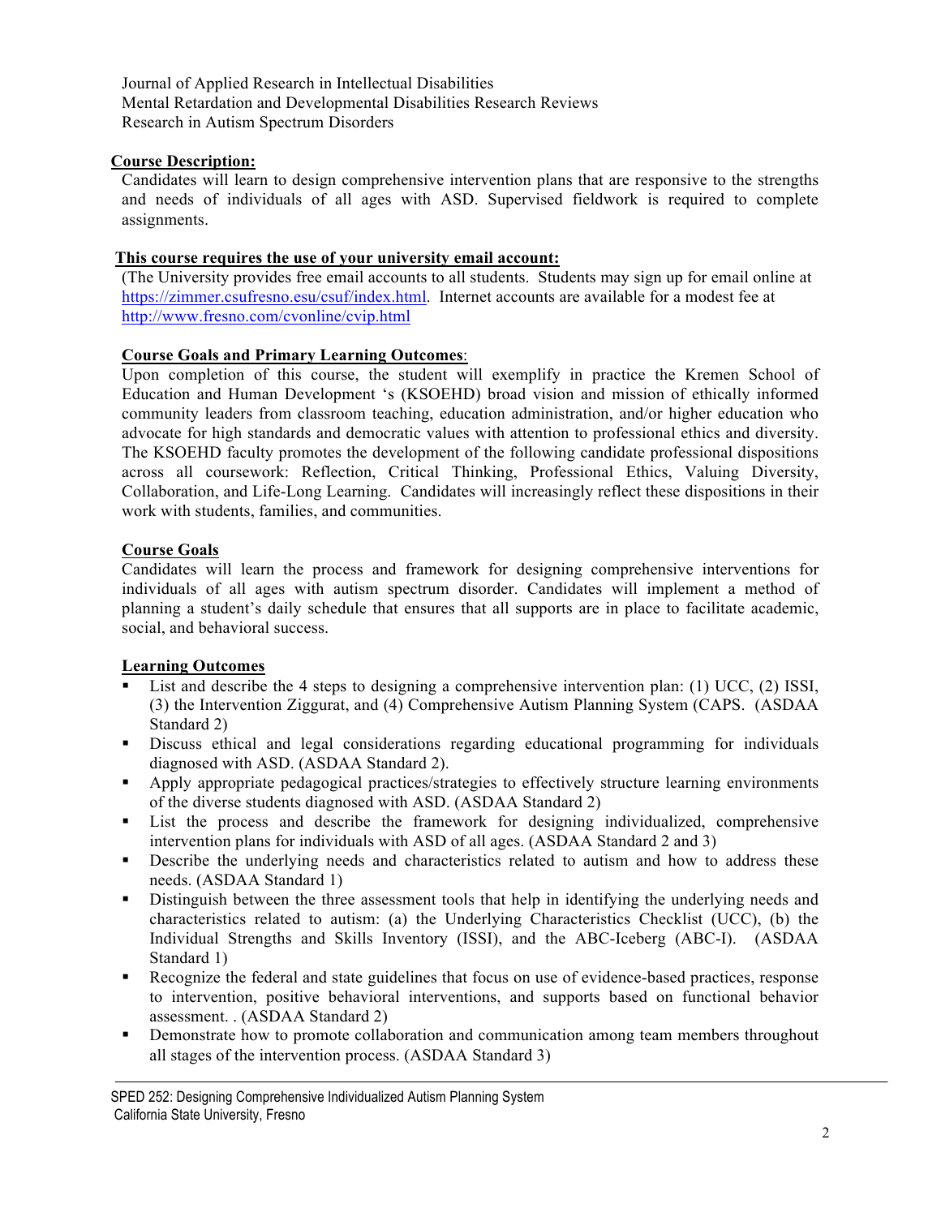Journal of Applied Research in Intellectual Disabilities
Mental Retardation and Developmental Disabilities Research Reviews
Research in Autism Spectrum Disorders

**Course Description:**

Candidates will learn to design comprehensive intervention plans that are responsive to the strengths and needs of individuals of all ages with ASD. Supervised fieldwork is required to complete assignments.

**This course requires the use of your university email account:**

(The University provides free email accounts to all students. Students may sign up for email online at https://zimmer.csufresno.esu/csuf/index.html. Internet accounts are available for a modest fee at http://www.fresno.com/cvonline/cvip.html

**Course Goals and Primary Learning Outcomes**:

Upon completion of this course, the student will exemplify in practice the Kremen School of Education and Human Development 's (KSOEHD) broad vision and mission of ethically informed community leaders from classroom teaching, education administration, and/or higher education who advocate for high standards and democratic values with attention to professional ethics and diversity. The KSOEHD faculty promotes the development of the following candidate professional dispositions across all coursework: Reflection, Critical Thinking, Professional Ethics, Valuing Diversity, Collaboration, and Life-Long Learning. Candidates will increasingly reflect these dispositions in their work with students, families, and communities.

**Course Goals**

Candidates will learn the process and framework for designing comprehensive interventions for individuals of all ages with autism spectrum disorder. Candidates will implement a method of planning a student's daily schedule that ensures that all supports are in place to facilitate academic, social, and behavioral success.

**Learning Outcomes**

- List and describe the 4 steps to designing a comprehensive intervention plan: (1) UCC, (2) ISSI, (3) the Intervention Ziggurat, and (4) Comprehensive Autism Planning System (CAPS. (ASDAA Standard 2)
- Discuss ethical and legal considerations regarding educational programming for individuals diagnosed with ASD. (ASDAA Standard 2).
- Apply appropriate pedagogical practices/strategies to effectively structure learning environments of the diverse students diagnosed with ASD. (ASDAA Standard 2)
- List the process and describe the framework for designing individualized, comprehensive intervention plans for individuals with ASD of all ages. (ASDAA Standard 2 and 3)
- Describe the underlying needs and characteristics related to autism and how to address these needs. (ASDAA Standard 1)
- Distinguish between the three assessment tools that help in identifying the underlying needs and characteristics related to autism: (a) the Underlying Characteristics Checklist (UCC), (b) the Individual Strengths and Skills Inventory (ISSI), and the ABC-Iceberg (ABC-I). (ASDAA Standard 1)
- Recognize the federal and state guidelines that focus on use of evidence-based practices, response to intervention, positive behavioral interventions, and supports based on functional behavior assessment. . (ASDAA Standard 2)
- Demonstrate how to promote collaboration and communication among team members throughout all stages of the intervention process. (ASDAA Standard 3)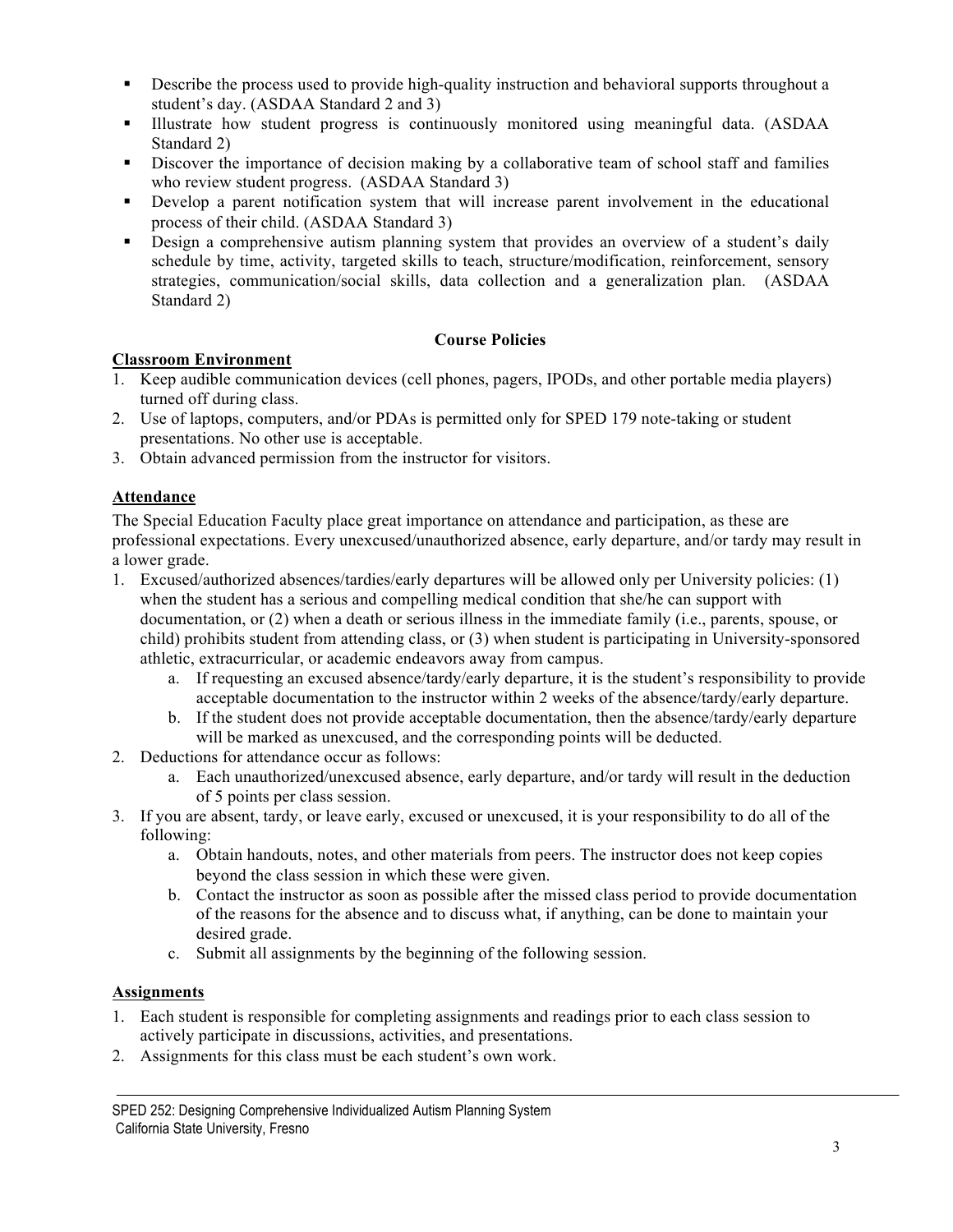- Describe the process used to provide high-quality instruction and behavioral supports throughout a student's day. (ASDAA Standard 2 and 3)
- Illustrate how student progress is continuously monitored using meaningful data. (ASDAA Standard 2)
- Discover the importance of decision making by a collaborative team of school staff and families who review student progress. (ASDAA Standard 3)
- Develop a parent notification system that will increase parent involvement in the educational process of their child. (ASDAA Standard 3)
- Design a comprehensive autism planning system that provides an overview of a student's daily schedule by time, activity, targeted skills to teach, structure/modification, reinforcement, sensory strategies, communication/social skills, data collection and a generalization plan. (ASDAA Standard 2)

## Course Policies

**Classroom Environment**

1. Keep audible communication devices (cell phones, pagers, IPODs, and other portable media players) turned off during class.
2. Use of laptops, computers, and/or PDAs is permitted only for SPED 179 note-taking or student presentations. No other use is acceptable.
3. Obtain advanced permission from the instructor for visitors.

**Attendance**

The Special Education Faculty place great importance on attendance and participation, as these are professional expectations. Every unexcused/unauthorized absence, early departure, and/or tardy may result in a lower grade.

1. Excused/authorized absences/tardies/early departures will be allowed only per University policies: (1) when the student has a serious and compelling medical condition that she/he can support with documentation, or (2) when a death or serious illness in the immediate family (i.e., parents, spouse, or child) prohibits student from attending class, or (3) when student is participating in University-sponsored athletic, extracurricular, or academic endeavors away from campus.
    a. If requesting an excused absence/tardy/early departure, it is the student's responsibility to provide acceptable documentation to the instructor within 2 weeks of the absence/tardy/early departure.
    b. If the student does not provide acceptable documentation, then the absence/tardy/early departure will be marked as unexcused, and the corresponding points will be deducted.
2. Deductions for attendance occur as follows:
    a. Each unauthorized/unexcused absence, early departure, and/or tardy will result in the deduction of 5 points per class session.
3. If you are absent, tardy, or leave early, excused or unexcused, it is your responsibility to do all of the following:
    a. Obtain handouts, notes, and other materials from peers. The instructor does not keep copies beyond the class session in which these were given.
    b. Contact the instructor as soon as possible after the missed class period to provide documentation of the reasons for the absence and to discuss what, if anything, can be done to maintain your desired grade.
    c. Submit all assignments by the beginning of the following session.

**Assignments**

1. Each student is responsible for completing assignments and readings prior to each class session to actively participate in discussions, activities, and presentations.
2. Assignments for this class must be each student's own work.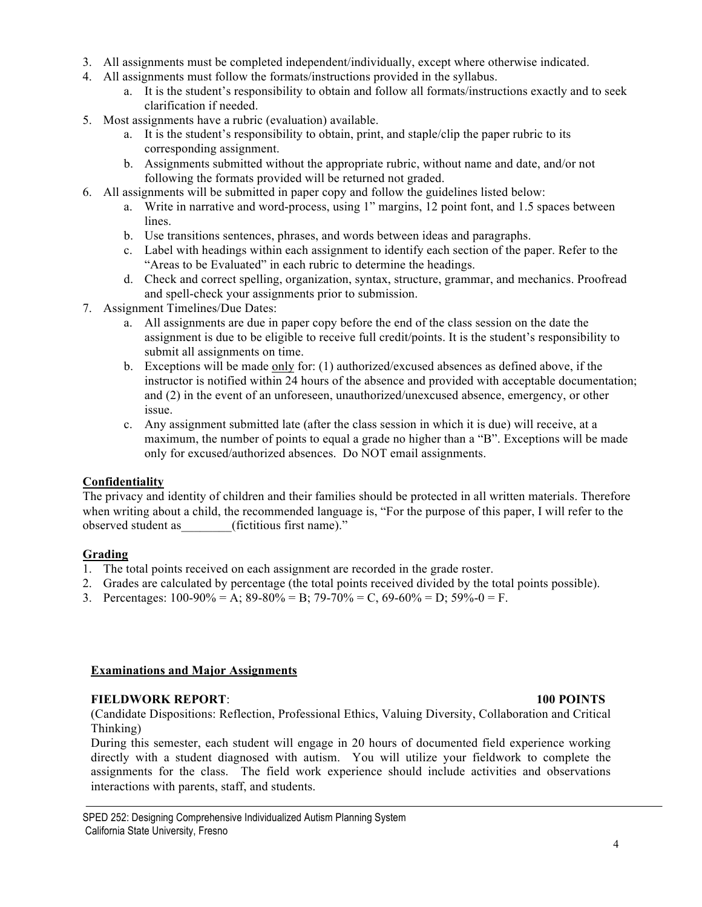3. All assignments must be completed independent/individually, except where otherwise indicated.
4. All assignments must follow the formats/instructions provided in the syllabus.
    a. It is the student's responsibility to obtain and follow all formats/instructions exactly and to seek clarification if needed.
5. Most assignments have a rubric (evaluation) available.
    a. It is the student's responsibility to obtain, print, and staple/clip the paper rubric to its corresponding assignment.
    b. Assignments submitted without the appropriate rubric, without name and date, and/or not following the formats provided will be returned not graded.
6. All assignments will be submitted in paper copy and follow the guidelines listed below:
    a. Write in narrative and word-process, using 1" margins, 12 point font, and 1.5 spaces between lines.
    b. Use transitions sentences, phrases, and words between ideas and paragraphs.
    c. Label with headings within each assignment to identify each section of the paper. Refer to the "Areas to be Evaluated" in each rubric to determine the headings.
    d. Check and correct spelling, organization, syntax, structure, grammar, and mechanics. Proofread and spell-check your assignments prior to submission.
7. Assignment Timelines/Due Dates:
    a. All assignments are due in paper copy before the end of the class session on the date the assignment is due to be eligible to receive full credit/points. It is the student's responsibility to submit all assignments on time.
    b. Exceptions will be made <u>only</u> for: (1) authorized/excused absences as defined above, if the instructor is notified within 24 hours of the absence and provided with acceptable documentation; and (2) in the event of an unforeseen, unauthorized/unexcused absence, emergency, or other issue.
    c. Any assignment submitted late (after the class session in which it is due) will receive, at a maximum, the number of points to equal a grade no higher than a "B". Exceptions will be made only for excused/authorized absences. Do NOT email assignments.

**Confidentiality**

The privacy and identity of children and their families should be protected in all written materials. Therefore when writing about a child, the recommended language is, "For the purpose of this paper, I will refer to the observed student as________(fictitious first name)."

**Grading**

1. The total points received on each assignment are recorded in the grade roster.
2. Grades are calculated by percentage (the total points received divided by the total points possible).
3. Percentages: 100-90% = A; 89-80% = B; 79-70% = C, 69-60% = D; 59%-0 = F.

**Examinations and Major Assignments**

**FIELDWORK REPORT**: **100 POINTS**

(Candidate Dispositions: Reflection, Professional Ethics, Valuing Diversity, Collaboration and Critical Thinking)

During this semester, each student will engage in 20 hours of documented field experience working directly with a student diagnosed with autism. You will utilize your fieldwork to complete the assignments for the class. The field work experience should include activities and observations interactions with parents, staff, and students.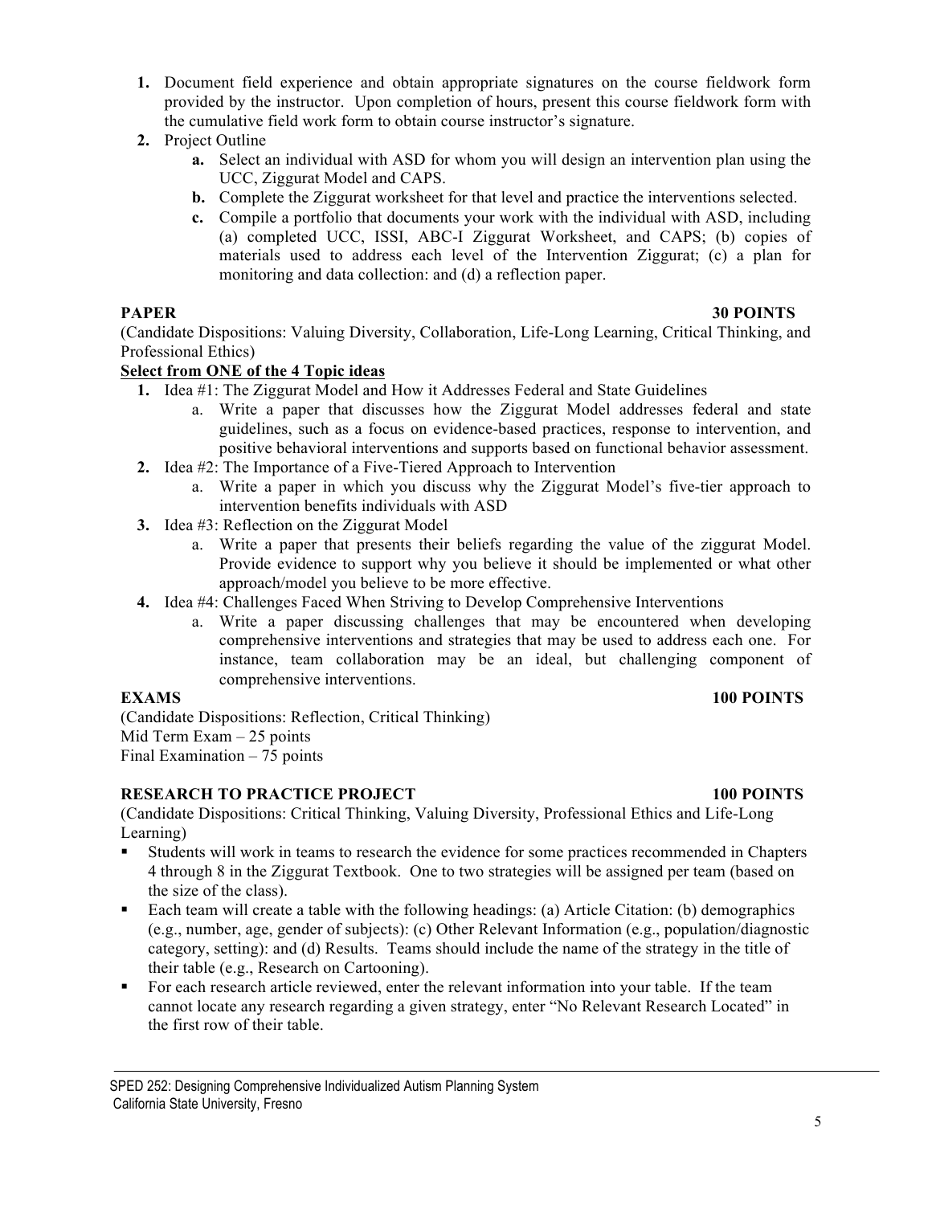1. Document field experience and obtain appropriate signatures on the course fieldwork form provided by the instructor. Upon completion of hours, present this course fieldwork form with the cumulative field work form to obtain course instructor's signature.
2. Project Outline
   a. Select an individual with ASD for whom you will design an intervention plan using the UCC, Ziggurat Model and CAPS.
   b. Complete the Ziggurat worksheet for that level and practice the interventions selected.
   c. Compile a portfolio that documents your work with the individual with ASD, including (a) completed UCC, ISSI, ABC-I Ziggurat Worksheet, and CAPS; (b) copies of materials used to address each level of the Intervention Ziggurat; (c) a plan for monitoring and data collection: and (d) a reflection paper.

**PAPER 30 POINTS**

(Candidate Dispositions: Valuing Diversity, Collaboration, Life-Long Learning, Critical Thinking, and Professional Ethics)

**Select from ONE of the 4 Topic ideas**

1. Idea #1: The Ziggurat Model and How it Addresses Federal and State Guidelines
   a. Write a paper that discusses how the Ziggurat Model addresses federal and state guidelines, such as a focus on evidence-based practices, response to intervention, and positive behavioral interventions and supports based on functional behavior assessment.
2. Idea #2: The Importance of a Five-Tiered Approach to Intervention
   a. Write a paper in which you discuss why the Ziggurat Model's five-tier approach to intervention benefits individuals with ASD
3. Idea #3: Reflection on the Ziggurat Model
   a. Write a paper that presents their beliefs regarding the value of the ziggurat Model. Provide evidence to support why you believe it should be implemented or what other approach/model you believe to be more effective.
4. Idea #4: Challenges Faced When Striving to Develop Comprehensive Interventions
   a. Write a paper discussing challenges that may be encountered when developing comprehensive interventions and strategies that may be used to address each one. For instance, team collaboration may be an ideal, but challenging component of comprehensive interventions.

**EXAMS 100 POINTS**

(Candidate Dispositions: Reflection, Critical Thinking)
Mid Term Exam – 25 points
Final Examination – 75 points

**RESEARCH TO PRACTICE PROJECT 100 POINTS**

(Candidate Dispositions: Critical Thinking, Valuing Diversity, Professional Ethics and Life-Long Learning)

- Students will work in teams to research the evidence for some practices recommended in Chapters 4 through 8 in the Ziggurat Textbook. One to two strategies will be assigned per team (based on the size of the class).
- Each team will create a table with the following headings: (a) Article Citation: (b) demographics (e.g., number, age, gender of subjects): (c) Other Relevant Information (e.g., population/diagnostic category, setting): and (d) Results. Teams should include the name of the strategy in the title of their table (e.g., Research on Cartooning).
- For each research article reviewed, enter the relevant information into your table. If the team cannot locate any research regarding a given strategy, enter "No Relevant Research Located" in the first row of their table.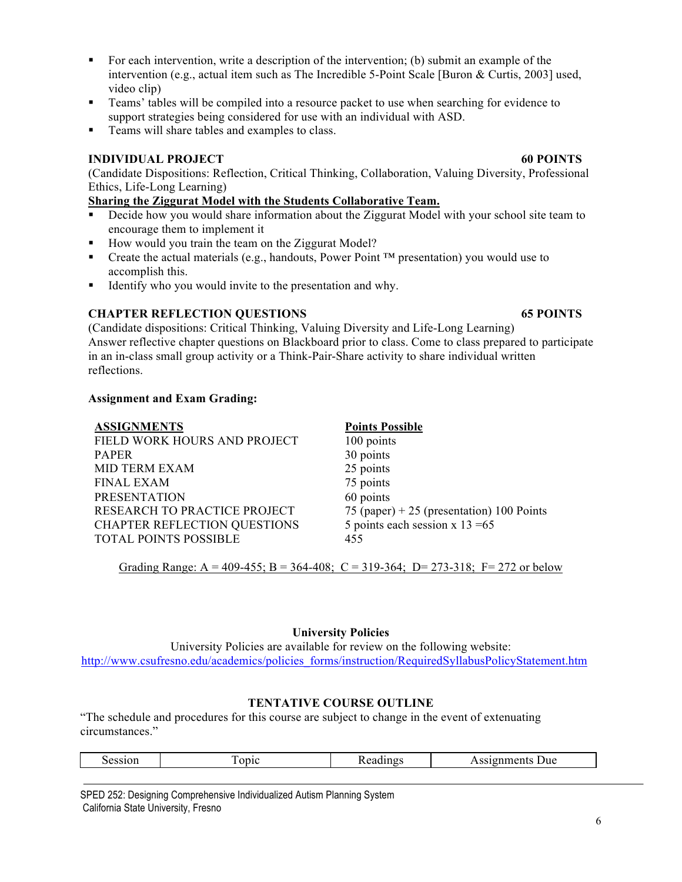- For each intervention, write a description of the intervention; (b) submit an example of the intervention (e.g., actual item such as The Incredible 5-Point Scale [Buron & Curtis, 2003] used, video clip)
- Teams' tables will be compiled into a resource packet to use when searching for evidence to support strategies being considered for use with an individual with ASD.
- Teams will share tables and examples to class.

**INDIVIDUAL PROJECT 60 POINTS**

(Candidate Dispositions: Reflection, Critical Thinking, Collaboration, Valuing Diversity, Professional Ethics, Life-Long Learning)

**<u>Sharing the Ziggurat Model with the Students Collaborative Team.</u>**

- Decide how you would share information about the Ziggurat Model with your school site team to encourage them to implement it
- How would you train the team on the Ziggurat Model?
- Create the actual materials (e.g., handouts, Power Point ™ presentation) you would use to accomplish this.
- Identify who you would invite to the presentation and why.

**CHAPTER REFLECTION QUESTIONS 65 POINTS**

(Candidate dispositions: Critical Thinking, Valuing Diversity and Life-Long Learning)
Answer reflective chapter questions on Blackboard prior to class. Come to class prepared to participate in an in-class small group activity or a Think-Pair-Share activity to share individual written reflections.

**Assignment and Exam Grading:**

| ASSIGNMENTS | Points Possible |
|---|---|
| FIELD WORK HOURS AND PROJECT | 100 points |
| PAPER | 30 points |
| MID TERM EXAM | 25 points |
| FINAL EXAM | 75 points |
| PRESENTATION | 60 points |
| RESEARCH TO PRACTICE PROJECT | 75 (paper) + 25 (presentation) 100 Points |
| CHAPTER REFLECTION QUESTIONS | 5 points each session x 13 =65 |
| TOTAL POINTS POSSIBLE | 455 |

<u>Grading Range: A = 409-455; B = 364-408; C = 319-364; D= 273-318; F= 272 or below</u>

**University Policies**

University Policies are available for review on the following website:
http://www.csufresno.edu/academics/policies_forms/instruction/RequiredSyllabusPolicyStatement.htm

**TENTATIVE COURSE OUTLINE**

"The schedule and procedures for this course are subject to change in the event of extenuating circumstances."

| Session | Topic | Readings | Assignments Due |
|---|---|---|---|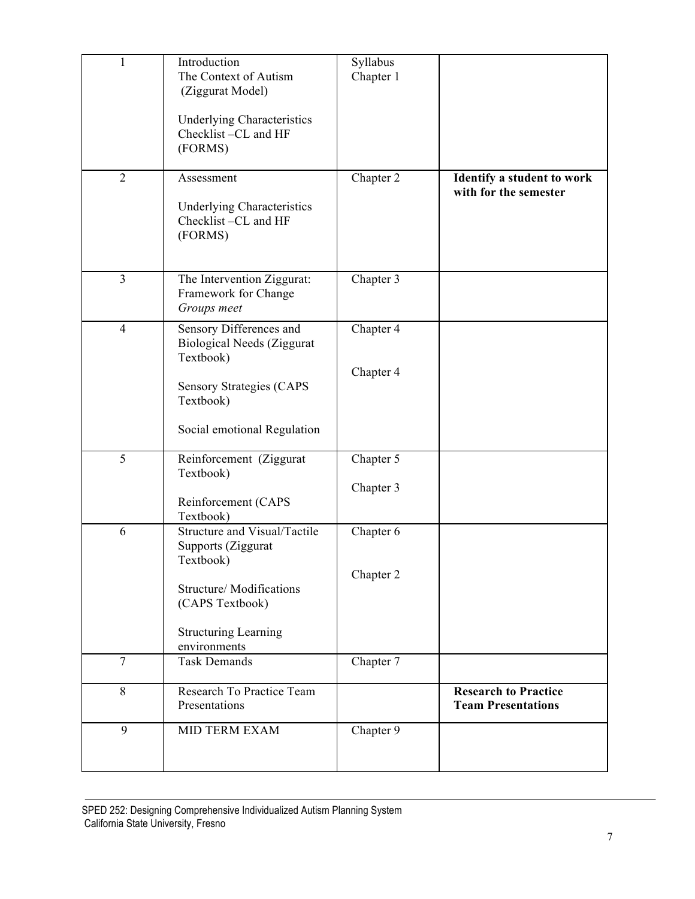| | | | |
|---|---|---|---|
| 1 | Introduction<br>The Context of Autism<br>(Ziggurat Model)<br><br>Underlying Characteristics Checklist –CL and HF (FORMS) | Syllabus<br>Chapter 1 | |
| 2 | Assessment<br><br>Underlying Characteristics Checklist –CL and HF (FORMS) | Chapter 2 | **Identify a student to work with for the semester** |
| 3 | The Intervention Ziggurat: Framework for Change<br>*Groups meet* | Chapter 3 | |
| 4 | Sensory Differences and Biological Needs (Ziggurat Textbook)<br><br>Sensory Strategies (CAPS Textbook)<br><br>Social emotional Regulation | Chapter 4<br><br>Chapter 4 | |
| 5 | Reinforcement (Ziggurat Textbook)<br><br>Reinforcement (CAPS Textbook) | Chapter 5<br><br>Chapter 3 | |
| 6 | Structure and Visual/Tactile Supports (Ziggurat Textbook)<br><br>Structure/ Modifications (CAPS Textbook)<br><br>Structuring Learning environments | Chapter 6<br><br>Chapter 2 | |
| 7 | Task Demands | Chapter 7 | |
| 8 | Research To Practice Team Presentations | | **Research to Practice Team Presentations** |
| 9 | MID TERM EXAM | Chapter 9 | |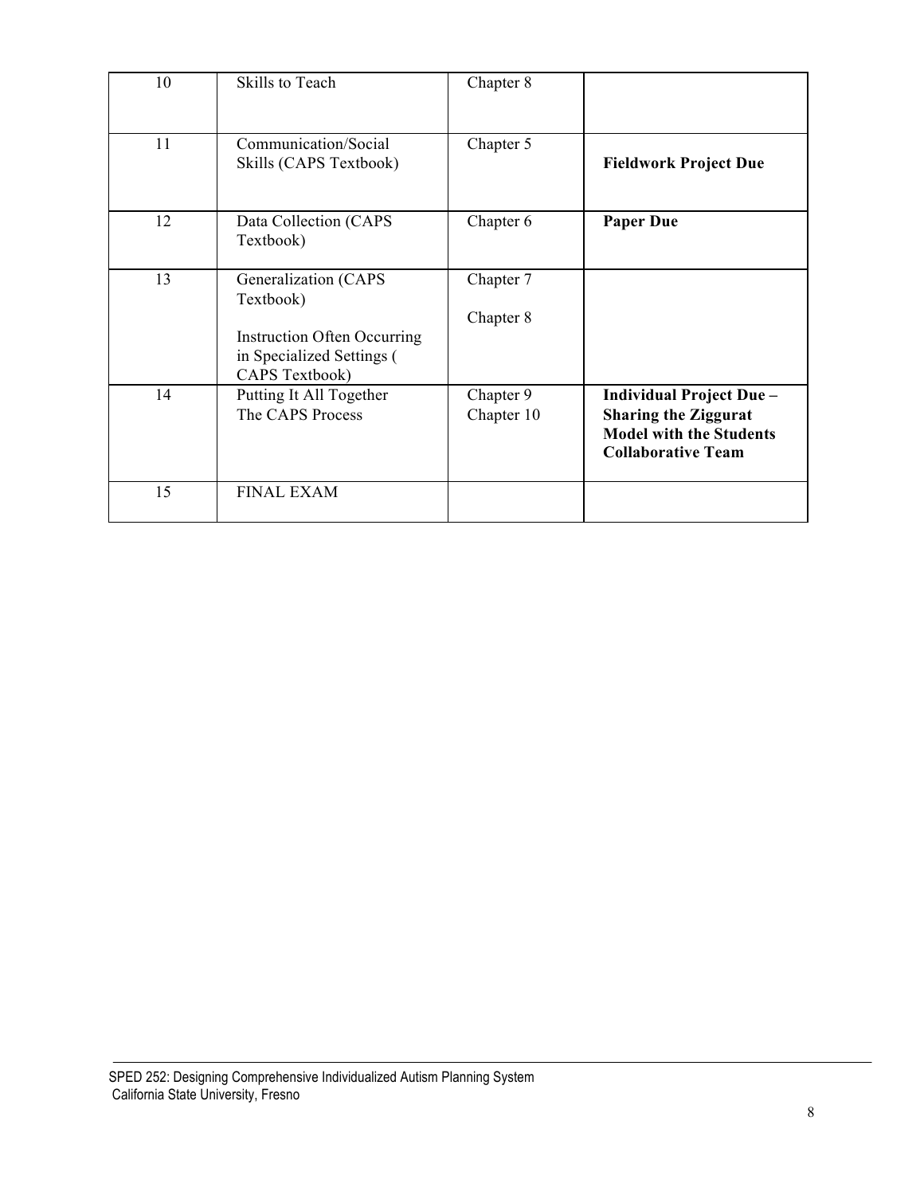| | | | |
|---|---|---|---|
| 10 | Skills to Teach | Chapter 8 | |
| 11 | Communication/Social Skills (CAPS Textbook) | Chapter 5 | **Fieldwork Project Due** |
| 12 | Data Collection (CAPS Textbook) | Chapter 6 | **Paper Due** |
| 13 | Generalization (CAPS Textbook)<br><br>Instruction Often Occurring in Specialized Settings ( CAPS Textbook) | Chapter 7<br><br>Chapter 8 | |
| 14 | Putting It All Together<br>The CAPS Process | Chapter 9<br>Chapter 10 | **Individual Project Due – Sharing the Ziggurat Model with the Students Collaborative Team** |
| 15 | FINAL EXAM | | |